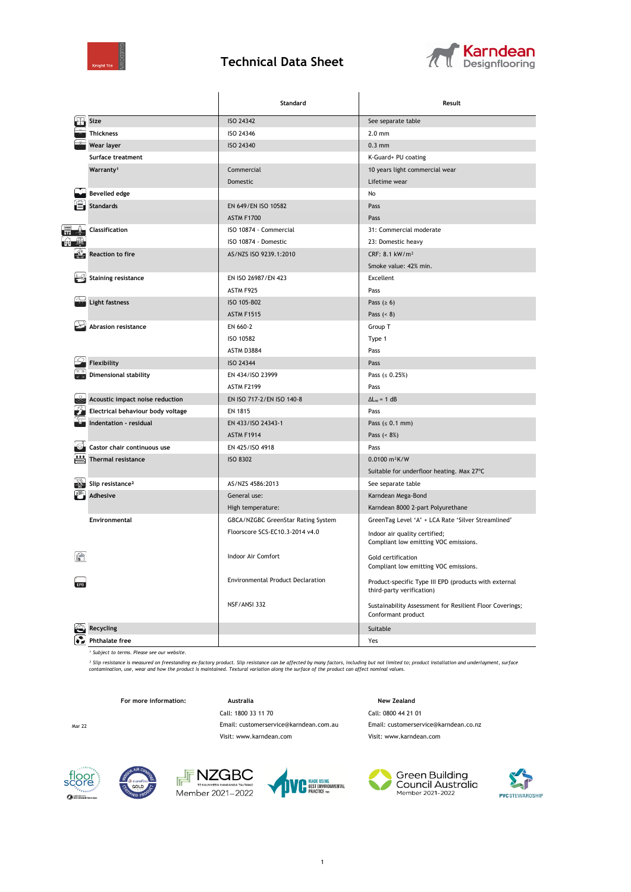# Technical Data Sheet

| | Standard | Result |
|---|---|---|
| Size | ISO 24342 | See separate table |
| Thickness | ISO 24346 | 2.0 mm |
| Wear layer | ISO 24340 | 0.3 mm |
| Surface treatment | | K-Guard+ PU coating |
| Warranty[1] | Commercial | 10 years light commercial wear |
| | Domestic | Lifetime wear |
| Bevelled edge | | No |
| Standards | EN 649/EN ISO 10582 | Pass |
| | ASTM F1700 | Pass |
| Classification | ISO 10874 - Commercial | 31: Commercial moderate |
| | ISO 10874 - Domestic | 23: Domestic heavy |
| Reaction to fire | AS/NZS ISO 9239.1:2010 | CRF: 8.1 kW/m² |
| | | Smoke value: 42% min. |
| Staining resistance | EN ISO 26987/EN 423 | Excellent |
| | ASTM F925 | Pass |
| Light fastness | ISO 105-B02 | Pass (≥ 6) |
| | ASTM F1515 | Pass (< 8) |
| Abrasion resistance | EN 660-2 | Group T |
| | ISO 10582 | Type 1 |
| | ASTM D3884 | Pass |
| Flexibility | ISO 24344 | Pass |
| Dimensional stability | EN 434/ISO 23999 | Pass (≤ 0.25%) |
| | ASTM F2199 | Pass |
| Acoustic impact noise reduction | EN ISO 717-2/EN ISO 140-8 | $\Delta L_w$ = 1 dB |
| Electrical behaviour body voltage | EN 1815 | Pass |
| Indentation - residual | EN 433/ISO 24343-1 | Pass (≤ 0.1 mm) |
| | ASTM F1914 | Pass (< 8%) |
| Castor chair continuous use | EN 425/ISO 4918 | Pass |
| Thermal resistance | ISO 8302 | 0.0100 m²K/W |
| | | Suitable for underfloor heating. Max 27°C |
| Slip resistance[2] | AS/NZS 4586:2013 | See separate table |
| Adhesive | General use: | Karndean Mega-Bond |
| | High temperature: | Karndean 8000 2-part Polyurethane |
| Environmental | GBCA/NZGBC GreenStar Rating System | GreenTag Level 'A' + LCA Rate 'Silver Streamlined' |
| | Floorscore SCS-EC10.3-2014 v4.0 | Indoor air quality certified; Compliant low emitting VOC emissions. |
| | Indoor Air Comfort | Gold certification Compliant low emitting VOC emissions. |
| | Environmental Product Declaration | Product-specific Type III EPD (products with external third-party verification) |
| | NSF/ANSI 332 | Sustainability Assessment for Resilient Floor Coverings; Conformant product |
| Recycling | | Suitable |
| Phthalate free | | Yes |

[1] *Subject to terms. Please see our website.*

[2] *Slip resistance is measured on freestanding ex-factory product. Slip resistance can be affected by many factors, including but not limited to; product installation and underlayment, surface contamination, use, wear and how the product is maintained. Textural variation along the surface of the product can affect nominal values.*

**For more information:**

**Australia**
Call: 1800 33 11 70
Email: customerservice@karndean.com.au
Visit: www.karndean.com

**New Zealand**
Call: 0800 44 21 01
Email: customerservice@karndean.co.nz
Visit: www.karndean.com

Mar 22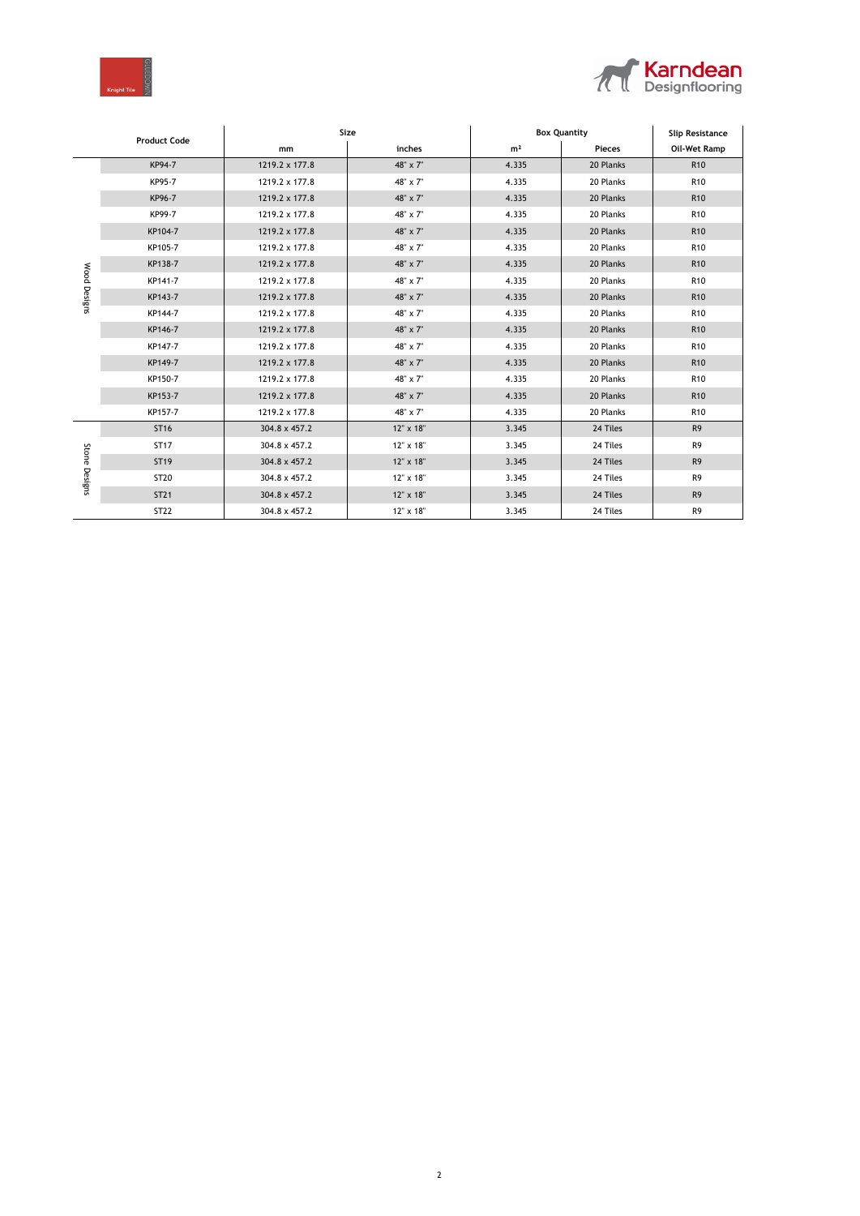| | Product Code | Size | | Box Quantity | | Slip Resistance |
|---|---|---|---|---|---|---|
| | | mm | inches | m² | Pieces | Oil-Wet Ramp |
| Wood Designs | KP94-7 | 1219.2 x 177.8 | 48" x 7" | 4.335 | 20 Planks | R10 |
| | KP95-7 | 1219.2 x 177.8 | 48" x 7" | 4.335 | 20 Planks | R10 |
| | KP96-7 | 1219.2 x 177.8 | 48" x 7" | 4.335 | 20 Planks | R10 |
| | KP99-7 | 1219.2 x 177.8 | 48" x 7" | 4.335 | 20 Planks | R10 |
| | KP104-7 | 1219.2 x 177.8 | 48" x 7" | 4.335 | 20 Planks | R10 |
| | KP105-7 | 1219.2 x 177.8 | 48" x 7" | 4.335 | 20 Planks | R10 |
| | KP138-7 | 1219.2 x 177.8 | 48" x 7" | 4.335 | 20 Planks | R10 |
| | KP141-7 | 1219.2 x 177.8 | 48" x 7" | 4.335 | 20 Planks | R10 |
| | KP143-7 | 1219.2 x 177.8 | 48" x 7" | 4.335 | 20 Planks | R10 |
| | KP144-7 | 1219.2 x 177.8 | 48" x 7" | 4.335 | 20 Planks | R10 |
| | KP146-7 | 1219.2 x 177.8 | 48" x 7" | 4.335 | 20 Planks | R10 |
| | KP147-7 | 1219.2 x 177.8 | 48" x 7" | 4.335 | 20 Planks | R10 |
| | KP149-7 | 1219.2 x 177.8 | 48" x 7" | 4.335 | 20 Planks | R10 |
| | KP150-7 | 1219.2 x 177.8 | 48" x 7" | 4.335 | 20 Planks | R10 |
| | KP153-7 | 1219.2 x 177.8 | 48" x 7" | 4.335 | 20 Planks | R10 |
| | KP157-7 | 1219.2 x 177.8 | 48" x 7" | 4.335 | 20 Planks | R10 |
| Stone Designs | ST16 | 304.8 x 457.2 | 12" x 18" | 3.345 | 24 Tiles | R9 |
| | ST17 | 304.8 x 457.2 | 12" x 18" | 3.345 | 24 Tiles | R9 |
| | ST19 | 304.8 x 457.2 | 12" x 18" | 3.345 | 24 Tiles | R9 |
| | ST20 | 304.8 x 457.2 | 12" x 18" | 3.345 | 24 Tiles | R9 |
| | ST21 | 304.8 x 457.2 | 12" x 18" | 3.345 | 24 Tiles | R9 |
| | ST22 | 304.8 x 457.2 | 12" x 18" | 3.345 | 24 Tiles | R9 |